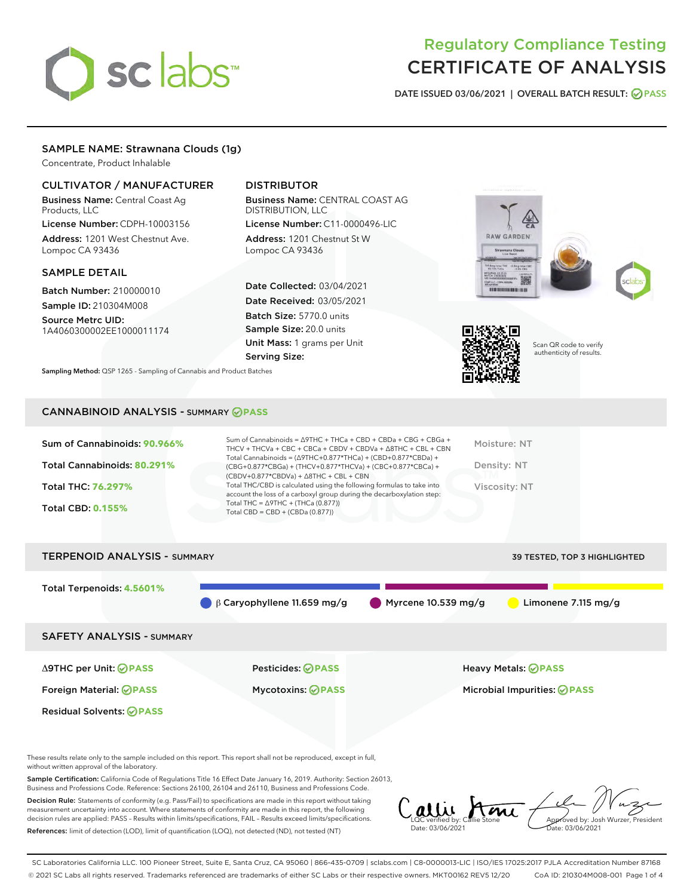# Regulatory Compliance Testing
# CERTIFICATE OF ANALYSIS

DATE ISSUED 03/06/2021 | OVERALL BATCH RESULT: PASS

## SAMPLE NAME: Strawnana Clouds (1g)

Concentrate, Product Inhalable

### CULTIVATOR / MANUFACTURER

**Business Name:** Central Coast Ag Products, LLC

**License Number:** CDPH-10003156

**Address:** 1201 West Chestnut Ave. Lompoc CA 93436

### DISTRIBUTOR

**Business Name:** CENTRAL COAST AG DISTRIBUTION, LLC

**License Number:** C11-0000496-LIC

**Address:** 1201 Chestnut St W Lompoc CA 93436

### SAMPLE DETAIL

**Batch Number:** 210000010

**Sample ID:** 210304M008

**Source Metrc UID:** 1A4060300002EE1000011174

**Date Collected:** 03/04/2021

**Date Received:** 03/05/2021

**Batch Size:** 5770.0 units

**Sample Size:** 20.0 units

**Unit Mass:** 1 grams per Unit

**Serving Size:**

Scan QR code to verify authenticity of results.

**Sampling Method:** QSP 1265 - Sampling of Cannabis and Product Batches

## CANNABINOID ANALYSIS - SUMMARY PASS

**Sum of Cannabinoids:** 90.966%

**Total Cannabinoids:** 80.291%

**Total THC:** 76.297%

**Total CBD:** 0.155%

Sum of Cannabinoids = Δ9THC + THCa + CBD + CBDa + CBG + CBGa + THCV + THCVa + CBC + CBCa + CBDV + CBDVa + Δ8THC + CBL + CBN

Total Cannabinoids = (Δ9THC+0.877*THCa) + (CBD+0.877*CBDa) + (CBG+0.877*CBGa) + (THCV+0.877*THCVa) + (CBC+0.877*CBCa) + (CBDV+0.877*CBDVa) + Δ8THC + CBL + CBN

Total THC/CBD is calculated using the following formulas to take into account the loss of a carboxyl group during the decarboxylation step:

Total THC = Δ9THC + (THCa (0.877))

Total CBD = CBD + (CBDa (0.877))

Moisture: NT

Density: NT

Viscosity: NT

## TERPENOID ANALYSIS - SUMMARY

39 TESTED, TOP 3 HIGHLIGHTED

**Total Terpenoids:** 4.5601%

β Caryophyllene 11.659 mg/g | Myrcene 10.539 mg/g | Limonene 7.115 mg/g

## SAFETY ANALYSIS - SUMMARY

| | | |
|---|---|---|
| Δ9THC per Unit: PASS | Pesticides: PASS | Heavy Metals: PASS |
| Foreign Material: PASS | Mycotoxins: PASS | Microbial Impurities: PASS |
| Residual Solvents: PASS | | |

These results relate only to the sample included on this report. This report shall not be reproduced, except in full, without written approval of the laboratory.

**Sample Certification:** California Code of Regulations Title 16 Effect Date January 16, 2019. Authority: Section 26013, Business and Professions Code. Reference: Sections 26100, 26104 and 26110, Business and Professions Code.

**Decision Rule:** Statements of conformity (e.g. Pass/Fail) to specifications are made in this report without taking measurement uncertainty into account. Where statements of conformity are made in this report, the following decision rules are applied: PASS – Results within limits/specifications, FAIL – Results exceed limits/specifications.

**References:** limit of detection (LOD), limit of quantification (LOQ), not detected (ND), not tested (NT)

LQC verified by: Callie Stone
Date: 03/06/2021

Approved by: Josh Wurzer, President
Date: 03/06/2021

SC Laboratories California LLC. 100 Pioneer Street, Suite E, Santa Cruz, CA 95060 | 866-435-0709 | sclabs.com | C8-0000013-LIC | ISO/IES 17025:2017 PJLA Accreditation Number 87168
© 2021 SC Labs all rights reserved. Trademarks referenced are trademarks of either SC Labs or their respective owners. MKT00162 REV5 12/20 CoA ID: 210304M008-001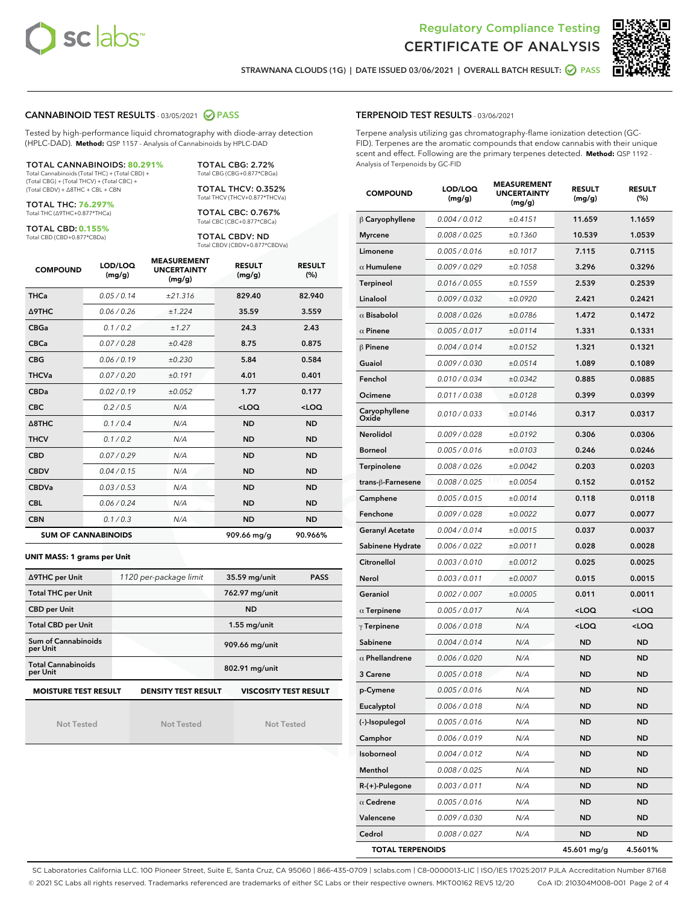# Regulatory Compliance Testing
# CERTIFICATE OF ANALYSIS

STRAWNANA CLOUDS (1G) | DATE ISSUED 03/06/2021 | OVERALL BATCH RESULT: PASS

## CANNABINOID TEST RESULTS - 03/05/2021 PASS

Tested by high-performance liquid chromatography with diode-array detection (HPLC-DAD). **Method:** QSP 1157 - Analysis of Cannabinoids by HPLC-DAD

**TOTAL CANNABINOIDS: 80.291%**
Total Cannabinoids (Total THC) + (Total CBD) + (Total CBG) + (Total THCV) + (Total CBC) + (Total CBDV) + Δ8THC + CBL + CBN

**TOTAL THC: 76.297%**
Total THC (Δ9THC+0.877*THCa)

**TOTAL CBD: 0.155%**
Total CBD (CBD+0.877*CBDa)

**TOTAL CBG: 2.72%**
Total CBG (CBG+0.877*CBGa)

**TOTAL THCV: 0.352%**
Total THCV (THCV+0.877*THCVa)

**TOTAL CBC: 0.767%**
Total CBC (CBC+0.877*CBCa)

**TOTAL CBDV: ND**
Total CBDV (CBDV+0.877*CBDVa)

| COMPOUND | LOD/LOQ (mg/g) | MEASUREMENT UNCERTAINTY (mg/g) | RESULT (mg/g) | RESULT (%) |
|---|---|---|---|---|
| THCa | 0.05 / 0.14 | ±21.316 | 829.40 | 82.940 |
| Δ9THC | 0.06 / 0.26 | ±1.224 | 35.59 | 3.559 |
| CBGa | 0.1 / 0.2 | ±1.27 | 24.3 | 2.43 |
| CBCa | 0.07 / 0.28 | ±0.428 | 8.75 | 0.875 |
| CBG | 0.06 / 0.19 | ±0.230 | 5.84 | 0.584 |
| THCVa | 0.07 / 0.20 | ±0.191 | 4.01 | 0.401 |
| CBDa | 0.02 / 0.19 | ±0.052 | 1.77 | 0.177 |
| CBC | 0.2 / 0.5 | N/A | <LOQ | <LOQ |
| Δ8THC | 0.1 / 0.4 | N/A | ND | ND |
| THCV | 0.1 / 0.2 | N/A | ND | ND |
| CBD | 0.07 / 0.29 | N/A | ND | ND |
| CBDV | 0.04 / 0.15 | N/A | ND | ND |
| CBDVa | 0.03 / 0.53 | N/A | ND | ND |
| CBL | 0.06 / 0.24 | N/A | ND | ND |
| CBN | 0.1 / 0.3 | N/A | ND | ND |
| **SUM OF CANNABINOIDS** | | | **909.66 mg/g** | **90.966%** |

**UNIT MASS: 1 grams per Unit**

| | | | |
|---|---|---|---|
| Δ9THC per Unit | 1120 per-package limit | 35.59 mg/unit | PASS |
| Total THC per Unit | | 762.97 mg/unit | |
| CBD per Unit | | ND | |
| Total CBD per Unit | | 1.55 mg/unit | |
| Sum of Cannabinoids per Unit | | 909.66 mg/unit | |
| Total Cannabinoids per Unit | | 802.91 mg/unit | |

| MOISTURE TEST RESULT | DENSITY TEST RESULT | VISCOSITY TEST RESULT |
|---|---|---|
| Not Tested | Not Tested | Not Tested |

## TERPENOID TEST RESULTS - 03/06/2021

Terpene analysis utilizing gas chromatography-flame ionization detection (GC-FID). Terpenes are the aromatic compounds that endow cannabis with their unique scent and effect. Following are the primary terpenes detected. **Method:** QSP 1192 - Analysis of Terpenoids by GC-FID

| COMPOUND | LOD/LOQ (mg/g) | MEASUREMENT UNCERTAINTY (mg/g) | RESULT (mg/g) | RESULT (%) |
|---|---|---|---|---|
| β Caryophyllene | 0.004 / 0.012 | ±0.4151 | 11.659 | 1.1659 |
| Myrcene | 0.008 / 0.025 | ±0.1360 | 10.539 | 1.0539 |
| Limonene | 0.005 / 0.016 | ±0.1017 | 7.115 | 0.7115 |
| α Humulene | 0.009 / 0.029 | ±0.1058 | 3.296 | 0.3296 |
| Terpineol | 0.016 / 0.055 | ±0.1559 | 2.539 | 0.2539 |
| Linalool | 0.009 / 0.032 | ±0.0920 | 2.421 | 0.2421 |
| α Bisabolol | 0.008 / 0.026 | ±0.0786 | 1.472 | 0.1472 |
| α Pinene | 0.005 / 0.017 | ±0.0114 | 1.331 | 0.1331 |
| β Pinene | 0.004 / 0.014 | ±0.0152 | 1.321 | 0.1321 |
| Guaiol | 0.009 / 0.030 | ±0.0514 | 1.089 | 0.1089 |
| Fenchol | 0.010 / 0.034 | ±0.0342 | 0.885 | 0.0885 |
| Ocimene | 0.011 / 0.038 | ±0.0128 | 0.399 | 0.0399 |
| Caryophyllene Oxide | 0.010 / 0.033 | ±0.0146 | 0.317 | 0.0317 |
| Nerolidol | 0.009 / 0.028 | ±0.0192 | 0.306 | 0.0306 |
| Borneol | 0.005 / 0.016 | ±0.0103 | 0.246 | 0.0246 |
| Terpinolene | 0.008 / 0.026 | ±0.0042 | 0.203 | 0.0203 |
| trans-β-Farnesene | 0.008 / 0.025 | ±0.0054 | 0.152 | 0.0152 |
| Camphene | 0.005 / 0.015 | ±0.0014 | 0.118 | 0.0118 |
| Fenchone | 0.009 / 0.028 | ±0.0022 | 0.077 | 0.0077 |
| Geranyl Acetate | 0.004 / 0.014 | ±0.0015 | 0.037 | 0.0037 |
| Sabinene Hydrate | 0.006 / 0.022 | ±0.0011 | 0.028 | 0.0028 |
| Citronellol | 0.003 / 0.010 | ±0.0012 | 0.025 | 0.0025 |
| Nerol | 0.003 / 0.011 | ±0.0007 | 0.015 | 0.0015 |
| Geraniol | 0.002 / 0.007 | ±0.0005 | 0.011 | 0.0011 |
| α Terpinene | 0.005 / 0.017 | N/A | <LOQ | <LOQ |
| γ Terpinene | 0.006 / 0.018 | N/A | <LOQ | <LOQ |
| Sabinene | 0.004 / 0.014 | N/A | ND | ND |
| α Phellandrene | 0.006 / 0.020 | N/A | ND | ND |
| 3 Carene | 0.005 / 0.018 | N/A | ND | ND |
| p-Cymene | 0.005 / 0.016 | N/A | ND | ND |
| Eucalyptol | 0.006 / 0.018 | N/A | ND | ND |
| (-)-Isopulegol | 0.005 / 0.016 | N/A | ND | ND |
| Camphor | 0.006 / 0.019 | N/A | ND | ND |
| Isoborneol | 0.004 / 0.012 | N/A | ND | ND |
| Menthol | 0.008 / 0.025 | N/A | ND | ND |
| R-(+)-Pulegone | 0.003 / 0.011 | N/A | ND | ND |
| α Cedrene | 0.005 / 0.016 | N/A | ND | ND |
| Valencene | 0.009 / 0.030 | N/A | ND | ND |
| Cedrol | 0.008 / 0.027 | N/A | ND | ND |
| **TOTAL TERPENOIDS** | | | **45.601 mg/g** | **4.5601%** |

SC Laboratories California LLC. 100 Pioneer Street, Suite E, Santa Cruz, CA 95060 | 866-435-0709 | sclabs.com | C8-0000013-LIC | ISO/IES 17025:2017 PJLA Accreditation Number 87168
© 2021 SC Labs all rights reserved. Trademarks referenced are trademarks of either SC Labs or their respective owners. MKT00162 REV5 12/20 CoA ID: 210304M008-001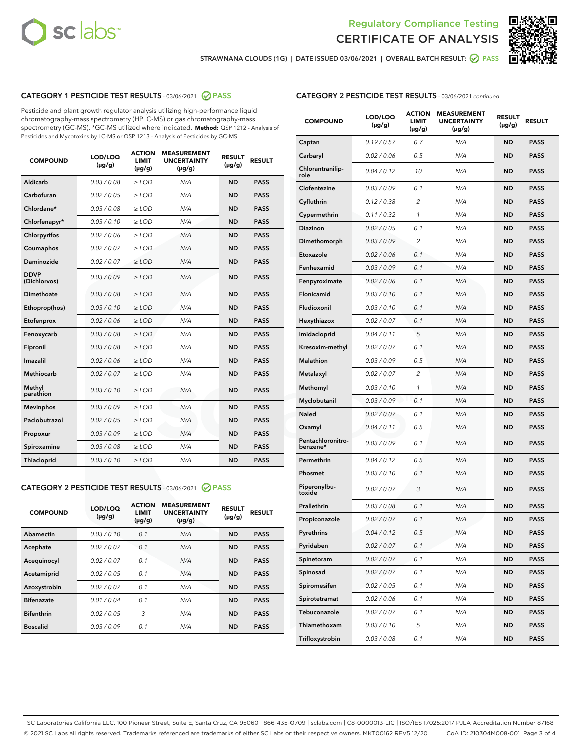Regulatory Compliance Testing

# CERTIFICATE OF ANALYSIS

STRAWNANA CLOUDS (1G) | DATE ISSUED 03/06/2021 | OVERALL BATCH RESULT: PASS

## CATEGORY 1 PESTICIDE TEST RESULTS - 03/06/2021 PASS

Pesticide and plant growth regulator analysis utilizing high-performance liquid chromatography-mass spectrometry (HPLC-MS) or gas chromatography-mass spectrometry (GC-MS). *GC-MS utilized where indicated. **Method:** QSP 1212 - Analysis of Pesticides and Mycotoxins by LC-MS or QSP 1213 - Analysis of Pesticides by GC-MS

| COMPOUND | LOD/LOQ (µg/g) | ACTION LIMIT (µg/g) | MEASUREMENT UNCERTAINTY (µg/g) | RESULT (µg/g) | RESULT |
|---|---|---|---|---|---|
| Aldicarb | 0.03 / 0.08 | ≥ LOD | N/A | ND | PASS |
| Carbofuran | 0.02 / 0.05 | ≥ LOD | N/A | ND | PASS |
| Chlordane* | 0.03 / 0.08 | ≥ LOD | N/A | ND | PASS |
| Chlorfenapyr* | 0.03 / 0.10 | ≥ LOD | N/A | ND | PASS |
| Chlorpyrifos | 0.02 / 0.06 | ≥ LOD | N/A | ND | PASS |
| Coumaphos | 0.02 / 0.07 | ≥ LOD | N/A | ND | PASS |
| Daminozide | 0.02 / 0.07 | ≥ LOD | N/A | ND | PASS |
| DDVP (Dichlorvos) | 0.03 / 0.09 | ≥ LOD | N/A | ND | PASS |
| Dimethoate | 0.03 / 0.08 | ≥ LOD | N/A | ND | PASS |
| Ethoprop(hos) | 0.03 / 0.10 | ≥ LOD | N/A | ND | PASS |
| Etofenprox | 0.02 / 0.06 | ≥ LOD | N/A | ND | PASS |
| Fenoxycarb | 0.03 / 0.08 | ≥ LOD | N/A | ND | PASS |
| Fipronil | 0.03 / 0.08 | ≥ LOD | N/A | ND | PASS |
| Imazalil | 0.02 / 0.06 | ≥ LOD | N/A | ND | PASS |
| Methiocarb | 0.02 / 0.07 | ≥ LOD | N/A | ND | PASS |
| Methyl parathion | 0.03 / 0.10 | ≥ LOD | N/A | ND | PASS |
| Mevinphos | 0.03 / 0.09 | ≥ LOD | N/A | ND | PASS |
| Paclobutrazol | 0.02 / 0.05 | ≥ LOD | N/A | ND | PASS |
| Propoxur | 0.03 / 0.09 | ≥ LOD | N/A | ND | PASS |
| Spiroxamine | 0.03 / 0.08 | ≥ LOD | N/A | ND | PASS |
| Thiacloprid | 0.03 / 0.10 | ≥ LOD | N/A | ND | PASS |

## CATEGORY 2 PESTICIDE TEST RESULTS - 03/06/2021 PASS

| COMPOUND | LOD/LOQ (µg/g) | ACTION LIMIT (µg/g) | MEASUREMENT UNCERTAINTY (µg/g) | RESULT (µg/g) | RESULT |
|---|---|---|---|---|---|
| Abamectin | 0.03 / 0.10 | 0.1 | N/A | ND | PASS |
| Acephate | 0.02 / 0.07 | 0.1 | N/A | ND | PASS |
| Acequinocyl | 0.02 / 0.07 | 0.1 | N/A | ND | PASS |
| Acetamiprid | 0.02 / 0.05 | 0.1 | N/A | ND | PASS |
| Azoxystrobin | 0.02 / 0.07 | 0.1 | N/A | ND | PASS |
| Bifenazate | 0.01 / 0.04 | 0.1 | N/A | ND | PASS |
| Bifenthrin | 0.02 / 0.05 | 3 | N/A | ND | PASS |
| Boscalid | 0.03 / 0.09 | 0.1 | N/A | ND | PASS |
| Captan | 0.19 / 0.57 | 0.7 | N/A | ND | PASS |
| Carbaryl | 0.02 / 0.06 | 0.5 | N/A | ND | PASS |
| Chlorantraniliprole | 0.04 / 0.12 | 10 | N/A | ND | PASS |
| Clofentezine | 0.03 / 0.09 | 0.1 | N/A | ND | PASS |
| Cyfluthrin | 0.12 / 0.38 | 2 | N/A | ND | PASS |
| Cypermethrin | 0.11 / 0.32 | 1 | N/A | ND | PASS |
| Diazinon | 0.02 / 0.05 | 0.1 | N/A | ND | PASS |
| Dimethomorph | 0.03 / 0.09 | 2 | N/A | ND | PASS |
| Etoxazole | 0.02 / 0.06 | 0.1 | N/A | ND | PASS |
| Fenhexamid | 0.03 / 0.09 | 0.1 | N/A | ND | PASS |
| Fenpyroximate | 0.02 / 0.06 | 0.1 | N/A | ND | PASS |
| Flonicamid | 0.03 / 0.10 | 0.1 | N/A | ND | PASS |
| Fludioxonil | 0.03 / 0.10 | 0.1 | N/A | ND | PASS |
| Hexythiazox | 0.02 / 0.07 | 0.1 | N/A | ND | PASS |
| Imidacloprid | 0.04 / 0.11 | 5 | N/A | ND | PASS |
| Kresoxim-methyl | 0.02 / 0.07 | 0.1 | N/A | ND | PASS |
| Malathion | 0.03 / 0.09 | 0.5 | N/A | ND | PASS |
| Metalaxyl | 0.02 / 0.07 | 2 | N/A | ND | PASS |
| Methomyl | 0.03 / 0.10 | 1 | N/A | ND | PASS |
| Myclobutanil | 0.03 / 0.09 | 0.1 | N/A | ND | PASS |
| Naled | 0.02 / 0.07 | 0.1 | N/A | ND | PASS |
| Oxamyl | 0.04 / 0.11 | 0.5 | N/A | ND | PASS |
| Pentachloronitrobenzene* | 0.03 / 0.09 | 0.1 | N/A | ND | PASS |
| Permethrin | 0.04 / 0.12 | 0.5 | N/A | ND | PASS |
| Phosmet | 0.03 / 0.10 | 0.1 | N/A | ND | PASS |
| Piperonylbutoxide | 0.02 / 0.07 | 3 | N/A | ND | PASS |
| Prallethrin | 0.03 / 0.08 | 0.1 | N/A | ND | PASS |
| Propiconazole | 0.02 / 0.07 | 0.1 | N/A | ND | PASS |
| Pyrethrins | 0.04 / 0.12 | 0.5 | N/A | ND | PASS |
| Pyridaben | 0.02 / 0.07 | 0.1 | N/A | ND | PASS |
| Spinetoram | 0.02 / 0.07 | 0.1 | N/A | ND | PASS |
| Spinosad | 0.02 / 0.07 | 0.1 | N/A | ND | PASS |
| Spiromesifen | 0.02 / 0.05 | 0.1 | N/A | ND | PASS |
| Spirotetramat | 0.02 / 0.06 | 0.1 | N/A | ND | PASS |
| Tebuconazole | 0.02 / 0.07 | 0.1 | N/A | ND | PASS |
| Thiamethoxam | 0.03 / 0.10 | 5 | N/A | ND | PASS |
| Trifloxystrobin | 0.03 / 0.08 | 0.1 | N/A | ND | PASS |

SC Laboratories California LLC. 100 Pioneer Street, Suite E, Santa Cruz, CA 95060 | 866-435-0709 | sclabs.com | C8-0000013-LIC | ISO/IES 17025:2017 PJLA Accreditation Number 87168
© 2021 SC Labs all rights reserved. Trademarks referenced are trademarks of either SC Labs or their respective owners. MKT00162 REV5 12/20 CoA ID: 210304M008-001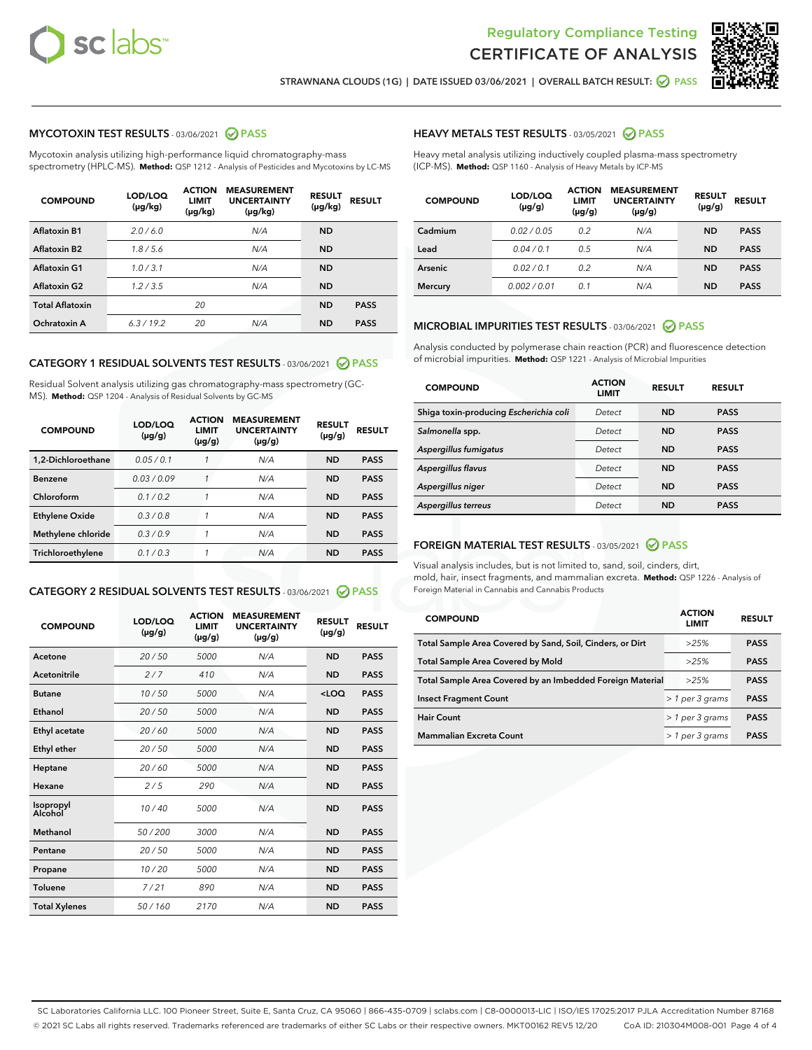# Regulatory Compliance Testing
# CERTIFICATE OF ANALYSIS

STRAWNANA CLOUDS (1G) | DATE ISSUED 03/06/2021 | OVERALL BATCH RESULT: PASS

## MYCOTOXIN TEST RESULTS - 03/06/2021 PASS

Mycotoxin analysis utilizing high-performance liquid chromatography-mass spectrometry (HPLC-MS). **Method:** QSP 1212 - Analysis of Pesticides and Mycotoxins by LC-MS

| COMPOUND | LOD/LOQ (µg/kg) | ACTION LIMIT (µg/kg) | MEASUREMENT UNCERTAINTY (µg/kg) | RESULT (µg/kg) | RESULT |
|---|---|---|---|---|---|
| Aflatoxin B1 | 2.0 / 6.0 | | N/A | ND | |
| Aflatoxin B2 | 1.8 / 5.6 | | N/A | ND | |
| Aflatoxin G1 | 1.0 / 3.1 | | N/A | ND | |
| Aflatoxin G2 | 1.2 / 3.5 | | N/A | ND | |
| Total Aflatoxin | | 20 | | ND | PASS |
| Ochratoxin A | 6.3 / 19.2 | 20 | N/A | ND | PASS |

## CATEGORY 1 RESIDUAL SOLVENTS TEST RESULTS - 03/06/2021 PASS

Residual Solvent analysis utilizing gas chromatography-mass spectrometry (GC-MS). **Method:** QSP 1204 - Analysis of Residual Solvents by GC-MS

| COMPOUND | LOD/LOQ (µg/g) | ACTION LIMIT (µg/g) | MEASUREMENT UNCERTAINTY (µg/g) | RESULT (µg/g) | RESULT |
|---|---|---|---|---|---|
| 1,2-Dichloroethane | 0.05 / 0.1 | 1 | N/A | ND | PASS |
| Benzene | 0.03 / 0.09 | 1 | N/A | ND | PASS |
| Chloroform | 0.1 / 0.2 | 1 | N/A | ND | PASS |
| Ethylene Oxide | 0.3 / 0.8 | 1 | N/A | ND | PASS |
| Methylene chloride | 0.3 / 0.9 | 1 | N/A | ND | PASS |
| Trichloroethylene | 0.1 / 0.3 | 1 | N/A | ND | PASS |

## CATEGORY 2 RESIDUAL SOLVENTS TEST RESULTS - 03/06/2021 PASS

| COMPOUND | LOD/LOQ (µg/g) | ACTION LIMIT (µg/g) | MEASUREMENT UNCERTAINTY (µg/g) | RESULT (µg/g) | RESULT |
|---|---|---|---|---|---|
| Acetone | 20 / 50 | 5000 | N/A | ND | PASS |
| Acetonitrile | 2 / 7 | 410 | N/A | ND | PASS |
| Butane | 10 / 50 | 5000 | N/A | <LOQ | PASS |
| Ethanol | 20 / 50 | 5000 | N/A | ND | PASS |
| Ethyl acetate | 20 / 60 | 5000 | N/A | ND | PASS |
| Ethyl ether | 20 / 50 | 5000 | N/A | ND | PASS |
| Heptane | 20 / 60 | 5000 | N/A | ND | PASS |
| Hexane | 2 / 5 | 290 | N/A | ND | PASS |
| Isopropyl Alcohol | 10 / 40 | 5000 | N/A | ND | PASS |
| Methanol | 50 / 200 | 3000 | N/A | ND | PASS |
| Pentane | 20 / 50 | 5000 | N/A | ND | PASS |
| Propane | 10 / 20 | 5000 | N/A | ND | PASS |
| Toluene | 7 / 21 | 890 | N/A | ND | PASS |
| Total Xylenes | 50 / 160 | 2170 | N/A | ND | PASS |

## HEAVY METALS TEST RESULTS - 03/05/2021 PASS

Heavy metal analysis utilizing inductively coupled plasma-mass spectrometry (ICP-MS). **Method:** QSP 1160 - Analysis of Heavy Metals by ICP-MS

| COMPOUND | LOD/LOQ (µg/g) | ACTION LIMIT (µg/g) | MEASUREMENT UNCERTAINTY (µg/g) | RESULT (µg/g) | RESULT |
|---|---|---|---|---|---|
| Cadmium | 0.02 / 0.05 | 0.2 | N/A | ND | PASS |
| Lead | 0.04 / 0.1 | 0.5 | N/A | ND | PASS |
| Arsenic | 0.02 / 0.1 | 0.2 | N/A | ND | PASS |
| Mercury | 0.002 / 0.01 | 0.1 | N/A | ND | PASS |

## MICROBIAL IMPURITIES TEST RESULTS - 03/06/2021 PASS

Analysis conducted by polymerase chain reaction (PCR) and fluorescence detection of microbial impurities. **Method:** QSP 1221 - Analysis of Microbial Impurities

| COMPOUND | ACTION LIMIT | RESULT | RESULT |
|---|---|---|---|
| *Shiga toxin-producing Escherichia coli* | Detect | ND | PASS |
| *Salmonella* spp. | Detect | ND | PASS |
| *Aspergillus fumigatus* | Detect | ND | PASS |
| *Aspergillus flavus* | Detect | ND | PASS |
| *Aspergillus niger* | Detect | ND | PASS |
| *Aspergillus terreus* | Detect | ND | PASS |

## FOREIGN MATERIAL TEST RESULTS - 03/05/2021 PASS

Visual analysis includes, but is not limited to, sand, soil, cinders, dirt, mold, hair, insect fragments, and mammalian excreta. **Method:** QSP 1226 - Analysis of Foreign Material in Cannabis and Cannabis Products

| COMPOUND | ACTION LIMIT | RESULT |
|---|---|---|
| Total Sample Area Covered by Sand, Soil, Cinders, or Dirt | >25% | PASS |
| Total Sample Area Covered by Mold | >25% | PASS |
| Total Sample Area Covered by an Imbedded Foreign Material | >25% | PASS |
| Insect Fragment Count | > 1 per 3 grams | PASS |
| Hair Count | > 1 per 3 grams | PASS |
| Mammalian Excreta Count | > 1 per 3 grams | PASS |

SC Laboratories California LLC. 100 Pioneer Street, Suite E, Santa Cruz, CA 95060 | 866-435-0709 | sclabs.com | C8-0000013-LIC | ISO/IES 17025:2017 PJLA Accreditation Number 87168
© 2021 SC Labs all rights reserved. Trademarks referenced are trademarks of either SC Labs or their respective owners. MKT00162 REV5 12/20 CoA ID: 210304M008-001